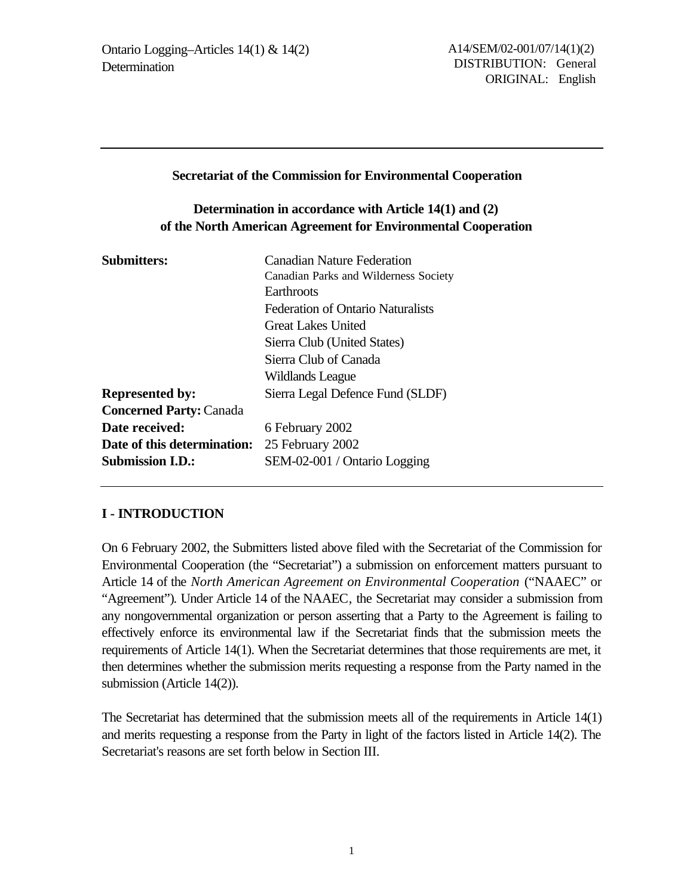Ontario Logging–Articles 14(1) & 14(2)
Determination

A14/SEM/02-001/07/14(1)(2)
DISTRIBUTION: General
ORIGINAL: English

---

**Secretariat of the Commission for Environmental Cooperation**

**Determination in accordance with Article 14(1) and (2)**
**of the North American Agreement for Environmental Cooperation**

| | |
|---|---|
| **Submitters:** | Canadian Nature Federation<br>Canadian Parks and Wilderness Society<br>Earthroots<br>Federation of Ontario Naturalists<br>Great Lakes United<br>Sierra Club (United States)<br>Sierra Club of Canada<br>Wildlands League |
| **Represented by:** | Sierra Legal Defence Fund (SLDF) |
| **Concerned Party:** | Canada |
| **Date received:** | 6 February 2002 |
| **Date of this determination:** | 25 February 2002 |
| **Submission I.D.:** | SEM-02-001 / Ontario Logging |

---

## I - INTRODUCTION

On 6 February 2002, the Submitters listed above filed with the Secretariat of the Commission for Environmental Cooperation (the "Secretariat") a submission on enforcement matters pursuant to Article 14 of the *North American Agreement on Environmental Cooperation* ("NAAEC" or "Agreement"). Under Article 14 of the NAAEC, the Secretariat may consider a submission from any nongovernmental organization or person asserting that a Party to the Agreement is failing to effectively enforce its environmental law if the Secretariat finds that the submission meets the requirements of Article 14(1). When the Secretariat determines that those requirements are met, it then determines whether the submission merits requesting a response from the Party named in the submission (Article 14(2)).

The Secretariat has determined that the submission meets all of the requirements in Article 14(1) and merits requesting a response from the Party in light of the factors listed in Article 14(2). The Secretariat's reasons are set forth below in Section III.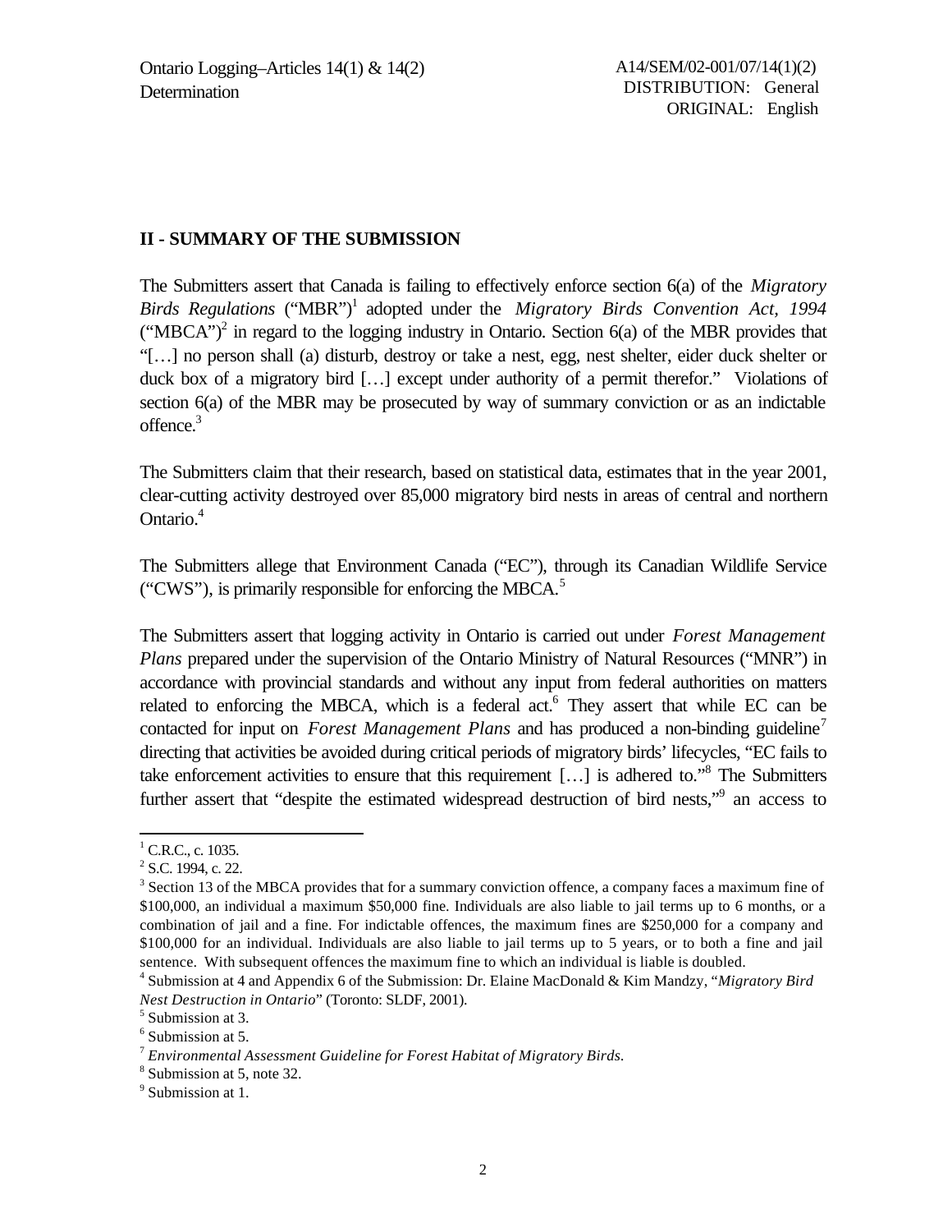## II - SUMMARY OF THE SUBMISSION

The Submitters assert that Canada is failing to effectively enforce section 6(a) of the *Migratory Birds Regulations* ("MBR")[1] adopted under the *Migratory Birds Convention Act, 1994* ("MBCA")[2] in regard to the logging industry in Ontario. Section 6(a) of the MBR provides that "[…] no person shall (a) disturb, destroy or take a nest, egg, nest shelter, eider duck shelter or duck box of a migratory bird […] except under authority of a permit therefor." Violations of section 6(a) of the MBR may be prosecuted by way of summary conviction or as an indictable offence.[3]

The Submitters claim that their research, based on statistical data, estimates that in the year 2001, clear-cutting activity destroyed over 85,000 migratory bird nests in areas of central and northern Ontario.[4]

The Submitters allege that Environment Canada ("EC"), through its Canadian Wildlife Service ("CWS"), is primarily responsible for enforcing the MBCA.[5]

The Submitters assert that logging activity in Ontario is carried out under *Forest Management Plans* prepared under the supervision of the Ontario Ministry of Natural Resources ("MNR") in accordance with provincial standards and without any input from federal authorities on matters related to enforcing the MBCA, which is a federal act.[6] They assert that while EC can be contacted for input on *Forest Management Plans* and has produced a non-binding guideline[7] directing that activities be avoided during critical periods of migratory birds' lifecycles, "EC fails to take enforcement activities to ensure that this requirement […] is adhered to."[8] The Submitters further assert that "despite the estimated widespread destruction of bird nests,"[9] an access to

---

[1] C.R.C., c. 1035.

[2] S.C. 1994, c. 22.

[3] Section 13 of the MBCA provides that for a summary conviction offence, a company faces a maximum fine of $100,000, an individual a maximum $50,000 fine. Individuals are also liable to jail terms up to 6 months, or a combination of jail and a fine. For indictable offences, the maximum fines are $250,000 for a company and $100,000 for an individual. Individuals are also liable to jail terms up to 5 years, or to both a fine and jail sentence. With subsequent offences the maximum fine to which an individual is liable is doubled.

[4] Submission at 4 and Appendix 6 of the Submission: Dr. Elaine MacDonald & Kim Mandzy, "*Migratory Bird Nest Destruction in Ontario*" (Toronto: SLDF, 2001).

[5] Submission at 3.

[6] Submission at 5.

[7] *Environmental Assessment Guideline for Forest Habitat of Migratory Birds.*

[8] Submission at 5, note 32.

[9] Submission at 1.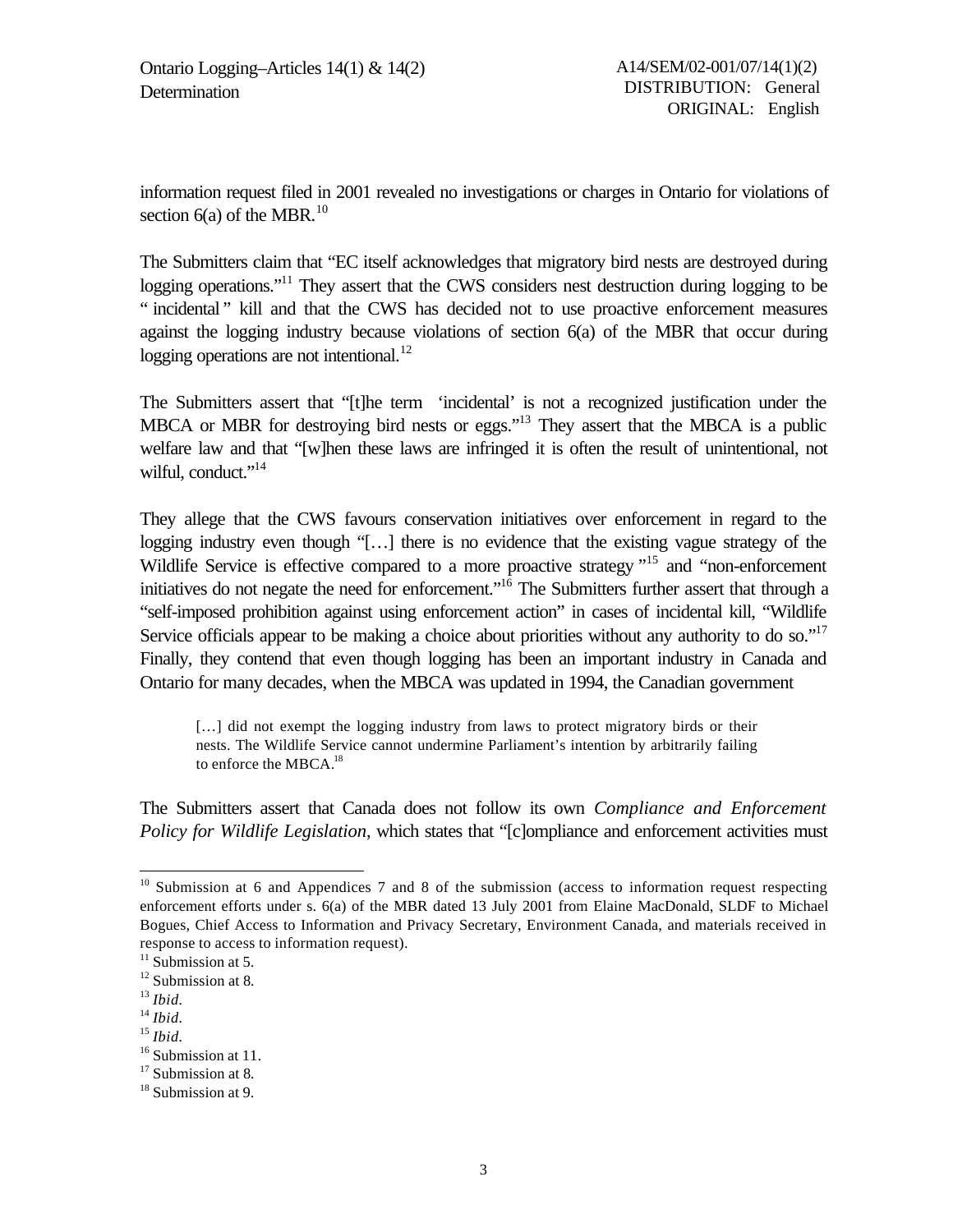information request filed in 2001 revealed no investigations or charges in Ontario for violations of section 6(a) of the MBR.[10]

The Submitters claim that "EC itself acknowledges that migratory bird nests are destroyed during logging operations."[11] They assert that the CWS considers nest destruction during logging to be "incidental" kill and that the CWS has decided not to use proactive enforcement measures against the logging industry because violations of section 6(a) of the MBR that occur during logging operations are not intentional.[12]

The Submitters assert that "[t]he term 'incidental' is not a recognized justification under the MBCA or MBR for destroying bird nests or eggs."[13] They assert that the MBCA is a public welfare law and that "[w]hen these laws are infringed it is often the result of unintentional, not wilful, conduct."[14]

They allege that the CWS favours conservation initiatives over enforcement in regard to the logging industry even though "[…] there is no evidence that the existing vague strategy of the Wildlife Service is effective compared to a more proactive strategy"[15] and "non-enforcement initiatives do not negate the need for enforcement."[16] The Submitters further assert that through a "self-imposed prohibition against using enforcement action" in cases of incidental kill, "Wildlife Service officials appear to be making a choice about priorities without any authority to do so."[17] Finally, they contend that even though logging has been an important industry in Canada and Ontario for many decades, when the MBCA was updated in 1994, the Canadian government

> […] did not exempt the logging industry from laws to protect migratory birds or their nests. The Wildlife Service cannot undermine Parliament's intention by arbitrarily failing to enforce the MBCA.[18]

The Submitters assert that Canada does not follow its own *Compliance and Enforcement Policy for Wildlife Legislation*, which states that "[c]ompliance and enforcement activities must

---

[10] Submission at 6 and Appendices 7 and 8 of the submission (access to information request respecting enforcement efforts under s. 6(a) of the MBR dated 13 July 2001 from Elaine MacDonald, SLDF to Michael Bogues, Chief Access to Information and Privacy Secretary, Environment Canada, and materials received in response to access to information request).

[11] Submission at 5.

[12] Submission at 8.

[13] *Ibid.*

[14] *Ibid.*

[15] *Ibid.*

[16] Submission at 11.

[17] Submission at 8.

[18] Submission at 9.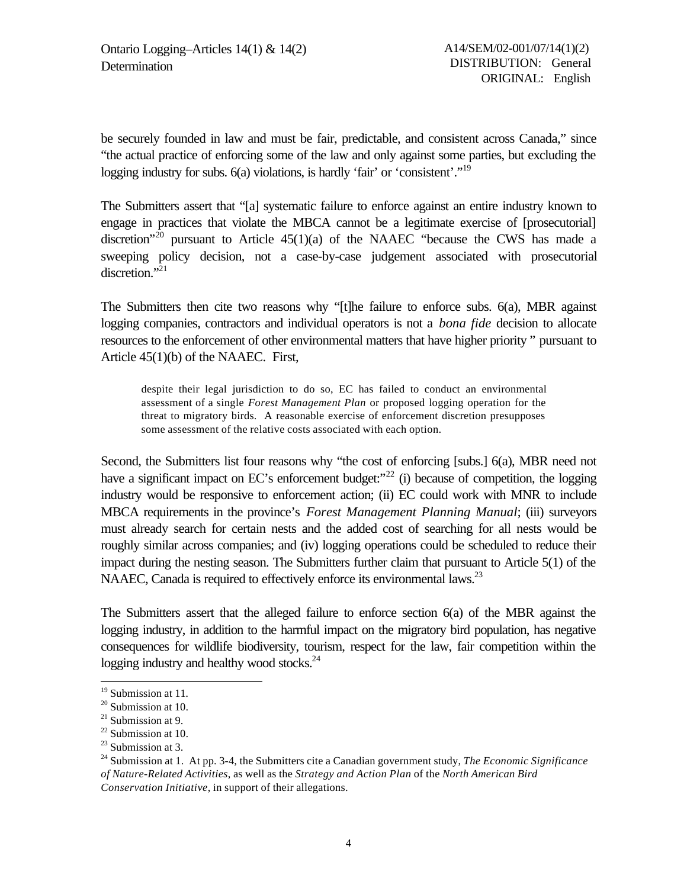be securely founded in law and must be fair, predictable, and consistent across Canada," since "the actual practice of enforcing some of the law and only against some parties, but excluding the logging industry for subs. 6(a) violations, is hardly 'fair' or 'consistent'."[19]

The Submitters assert that "[a] systematic failure to enforce against an entire industry known to engage in practices that violate the MBCA cannot be a legitimate exercise of [prosecutorial] discretion"[20] pursuant to Article 45(1)(a) of the NAAEC "because the CWS has made a sweeping policy decision, not a case-by-case judgement associated with prosecutorial discretion."[21]

The Submitters then cite two reasons why "[t]he failure to enforce subs. 6(a), MBR against logging companies, contractors and individual operators is not a *bona fide* decision to allocate resources to the enforcement of other environmental matters that have higher priority " pursuant to Article 45(1)(b) of the NAAEC. First,

> despite their legal jurisdiction to do so, EC has failed to conduct an environmental assessment of a single *Forest Management Plan* or proposed logging operation for the threat to migratory birds. A reasonable exercise of enforcement discretion presupposes some assessment of the relative costs associated with each option.

Second, the Submitters list four reasons why "the cost of enforcing [subs.] 6(a), MBR need not have a significant impact on EC's enforcement budget:"[22] (i) because of competition, the logging industry would be responsive to enforcement action; (ii) EC could work with MNR to include MBCA requirements in the province's *Forest Management Planning Manual*; (iii) surveyors must already search for certain nests and the added cost of searching for all nests would be roughly similar across companies; and (iv) logging operations could be scheduled to reduce their impact during the nesting season. The Submitters further claim that pursuant to Article 5(1) of the NAAEC, Canada is required to effectively enforce its environmental laws.[23]

The Submitters assert that the alleged failure to enforce section 6(a) of the MBR against the logging industry, in addition to the harmful impact on the migratory bird population, has negative consequences for wildlife biodiversity, tourism, respect for the law, fair competition within the logging industry and healthy wood stocks.[24]

---

[19] Submission at 11.
[20] Submission at 10.
[21] Submission at 9.
[22] Submission at 10.
[23] Submission at 3.
[24] Submission at 1. At pp. 3-4, the Submitters cite a Canadian government study, *The Economic Significance of Nature-Related Activities*, as well as the *Strategy and Action Plan* of the *North American Bird Conservation Initiative*, in support of their allegations.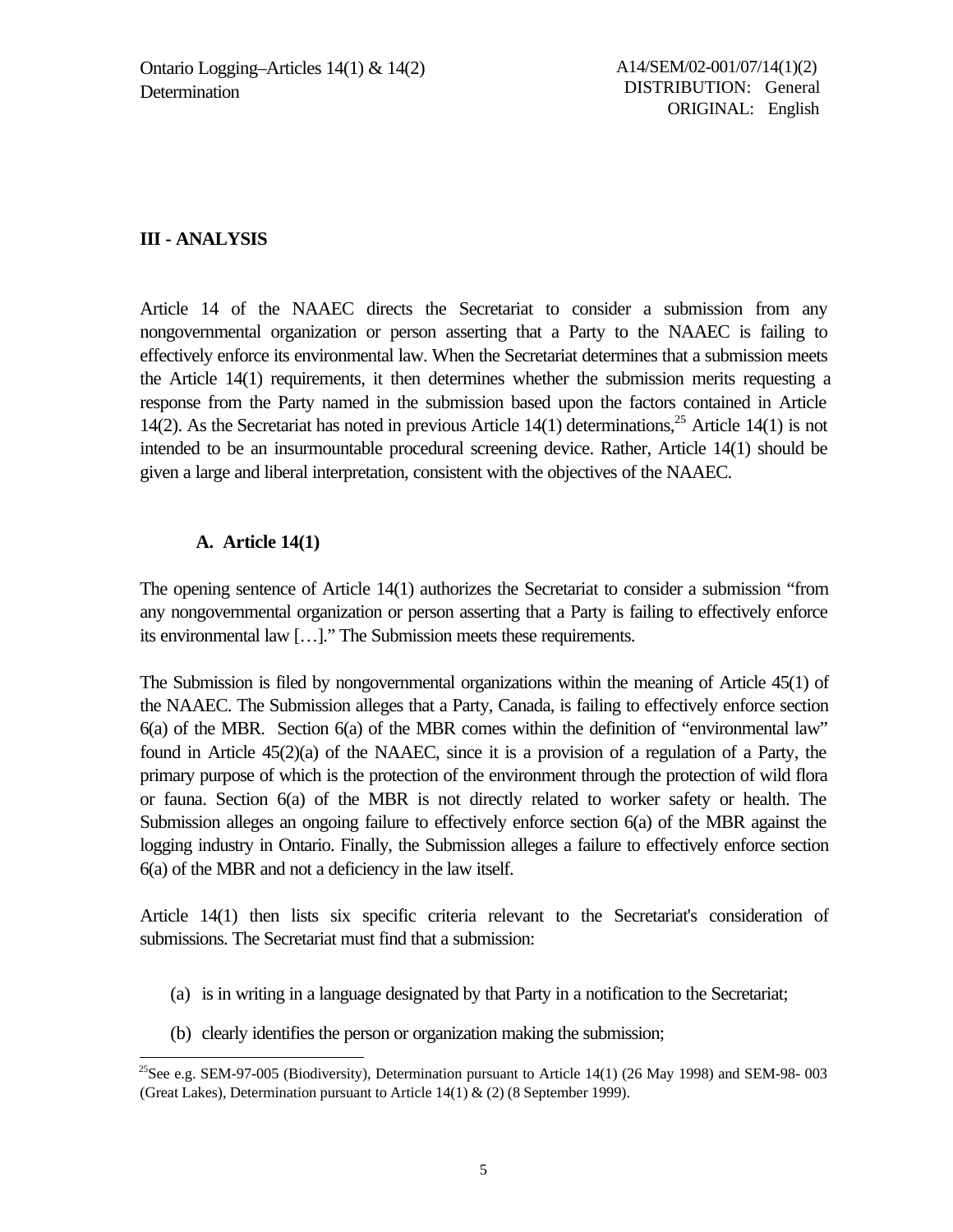## III - ANALYSIS

Article 14 of the NAAEC directs the Secretariat to consider a submission from any nongovernmental organization or person asserting that a Party to the NAAEC is failing to effectively enforce its environmental law. When the Secretariat determines that a submission meets the Article 14(1) requirements, it then determines whether the submission merits requesting a response from the Party named in the submission based upon the factors contained in Article 14(2). As the Secretariat has noted in previous Article 14(1) determinations,[25] Article 14(1) is not intended to be an insurmountable procedural screening device. Rather, Article 14(1) should be given a large and liberal interpretation, consistent with the objectives of the NAAEC.

### A. Article 14(1)

The opening sentence of Article 14(1) authorizes the Secretariat to consider a submission "from any nongovernmental organization or person asserting that a Party is failing to effectively enforce its environmental law […]." The Submission meets these requirements.

The Submission is filed by nongovernmental organizations within the meaning of Article 45(1) of the NAAEC. The Submission alleges that a Party, Canada, is failing to effectively enforce section 6(a) of the MBR. Section 6(a) of the MBR comes within the definition of "environmental law" found in Article 45(2)(a) of the NAAEC, since it is a provision of a regulation of a Party, the primary purpose of which is the protection of the environment through the protection of wild flora or fauna. Section 6(a) of the MBR is not directly related to worker safety or health. The Submission alleges an ongoing failure to effectively enforce section 6(a) of the MBR against the logging industry in Ontario. Finally, the Submission alleges a failure to effectively enforce section 6(a) of the MBR and not a deficiency in the law itself.

Article 14(1) then lists six specific criteria relevant to the Secretariat's consideration of submissions. The Secretariat must find that a submission:

(a) is in writing in a language designated by that Party in a notification to the Secretariat;

(b) clearly identifies the person or organization making the submission;

[25] See e.g. SEM-97-005 (Biodiversity), Determination pursuant to Article 14(1) (26 May 1998) and SEM-98- 003 (Great Lakes), Determination pursuant to Article 14(1) & (2) (8 September 1999).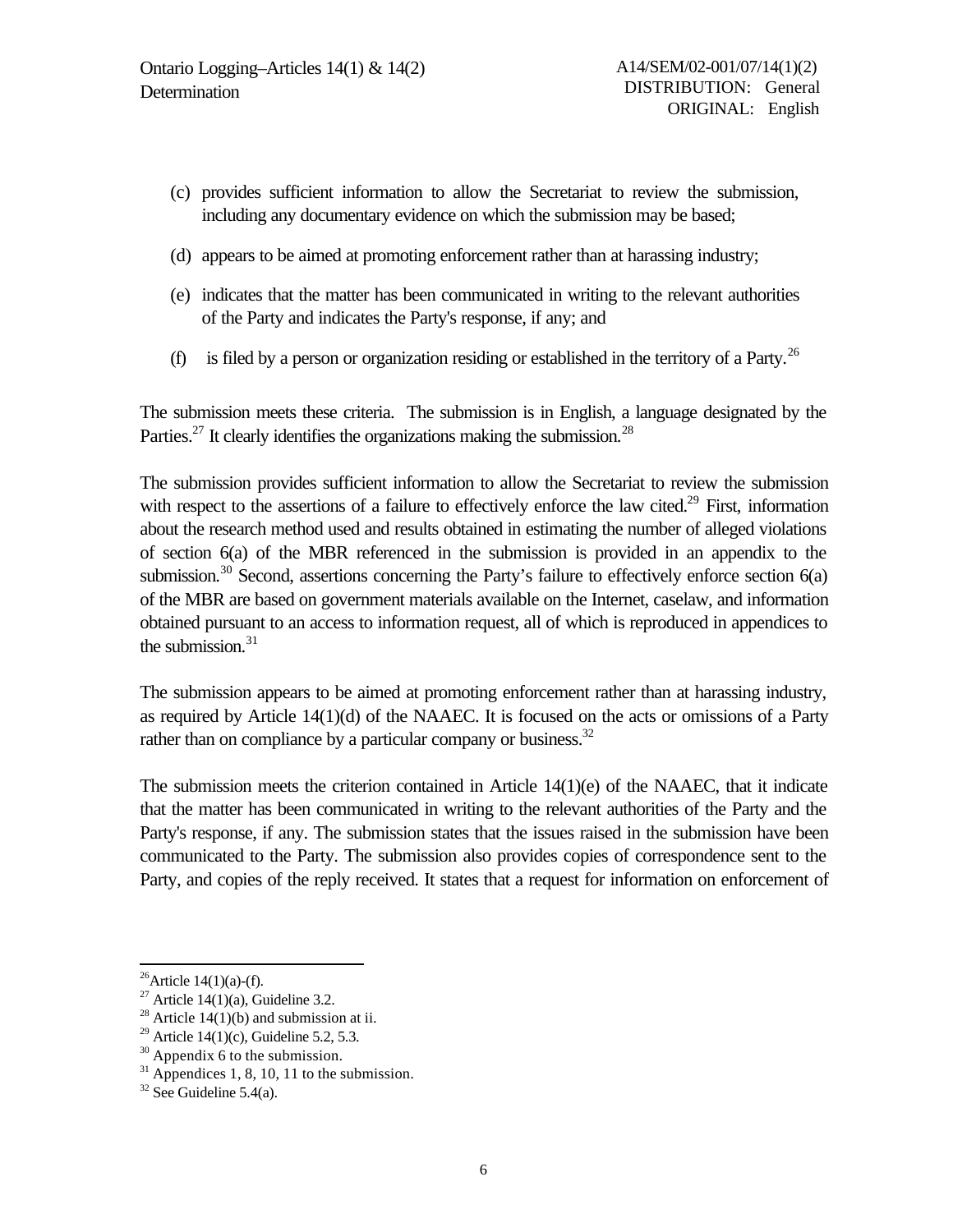(c) provides sufficient information to allow the Secretariat to review the submission, including any documentary evidence on which the submission may be based;

(d) appears to be aimed at promoting enforcement rather than at harassing industry;

(e) indicates that the matter has been communicated in writing to the relevant authorities of the Party and indicates the Party's response, if any; and

(f) is filed by a person or organization residing or established in the territory of a Party.[26]

The submission meets these criteria. The submission is in English, a language designated by the Parties.[27] It clearly identifies the organizations making the submission.[28]

The submission provides sufficient information to allow the Secretariat to review the submission with respect to the assertions of a failure to effectively enforce the law cited.[29] First, information about the research method used and results obtained in estimating the number of alleged violations of section 6(a) of the MBR referenced in the submission is provided in an appendix to the submission.[30] Second, assertions concerning the Party's failure to effectively enforce section 6(a) of the MBR are based on government materials available on the Internet, caselaw, and information obtained pursuant to an access to information request, all of which is reproduced in appendices to the submission.[31]

The submission appears to be aimed at promoting enforcement rather than at harassing industry, as required by Article 14(1)(d) of the NAAEC. It is focused on the acts or omissions of a Party rather than on compliance by a particular company or business.[32]

The submission meets the criterion contained in Article 14(1)(e) of the NAAEC, that it indicate that the matter has been communicated in writing to the relevant authorities of the Party and the Party's response, if any. The submission states that the issues raised in the submission have been communicated to the Party. The submission also provides copies of correspondence sent to the Party, and copies of the reply received. It states that a request for information on enforcement of

---

[26] Article 14(1)(a)-(f).

[27] Article 14(1)(a), Guideline 3.2.

[28] Article 14(1)(b) and submission at ii.

[29] Article 14(1)(c), Guideline 5.2, 5.3.

[30] Appendix 6 to the submission.

[31] Appendices 1, 8, 10, 11 to the submission.

[32] See Guideline 5.4(a).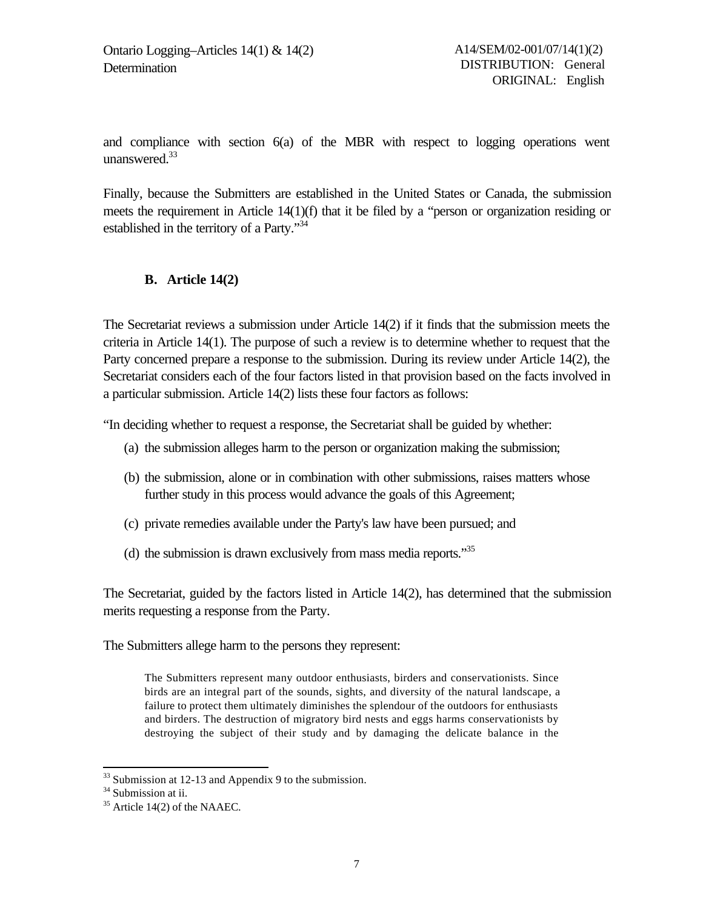and compliance with section 6(a) of the MBR with respect to logging operations went unanswered.[33]

Finally, because the Submitters are established in the United States or Canada, the submission meets the requirement in Article 14(1)(f) that it be filed by a "person or organization residing or established in the territory of a Party."[34]

### B. Article 14(2)

The Secretariat reviews a submission under Article 14(2) if it finds that the submission meets the criteria in Article 14(1). The purpose of such a review is to determine whether to request that the Party concerned prepare a response to the submission. During its review under Article 14(2), the Secretariat considers each of the four factors listed in that provision based on the facts involved in a particular submission. Article 14(2) lists these four factors as follows:

"In deciding whether to request a response, the Secretariat shall be guided by whether:

(a) the submission alleges harm to the person or organization making the submission;

(b) the submission, alone or in combination with other submissions, raises matters whose further study in this process would advance the goals of this Agreement;

(c) private remedies available under the Party's law have been pursued; and

(d) the submission is drawn exclusively from mass media reports."[35]

The Secretariat, guided by the factors listed in Article 14(2), has determined that the submission merits requesting a response from the Party.

The Submitters allege harm to the persons they represent:

> The Submitters represent many outdoor enthusiasts, birders and conservationists. Since birds are an integral part of the sounds, sights, and diversity of the natural landscape, a failure to protect them ultimately diminishes the splendour of the outdoors for enthusiasts and birders. The destruction of migratory bird nests and eggs harms conservationists by destroying the subject of their study and by damaging the delicate balance in the

---

[33] Submission at 12-13 and Appendix 9 to the submission.

[34] Submission at ii.

[35] Article 14(2) of the NAAEC.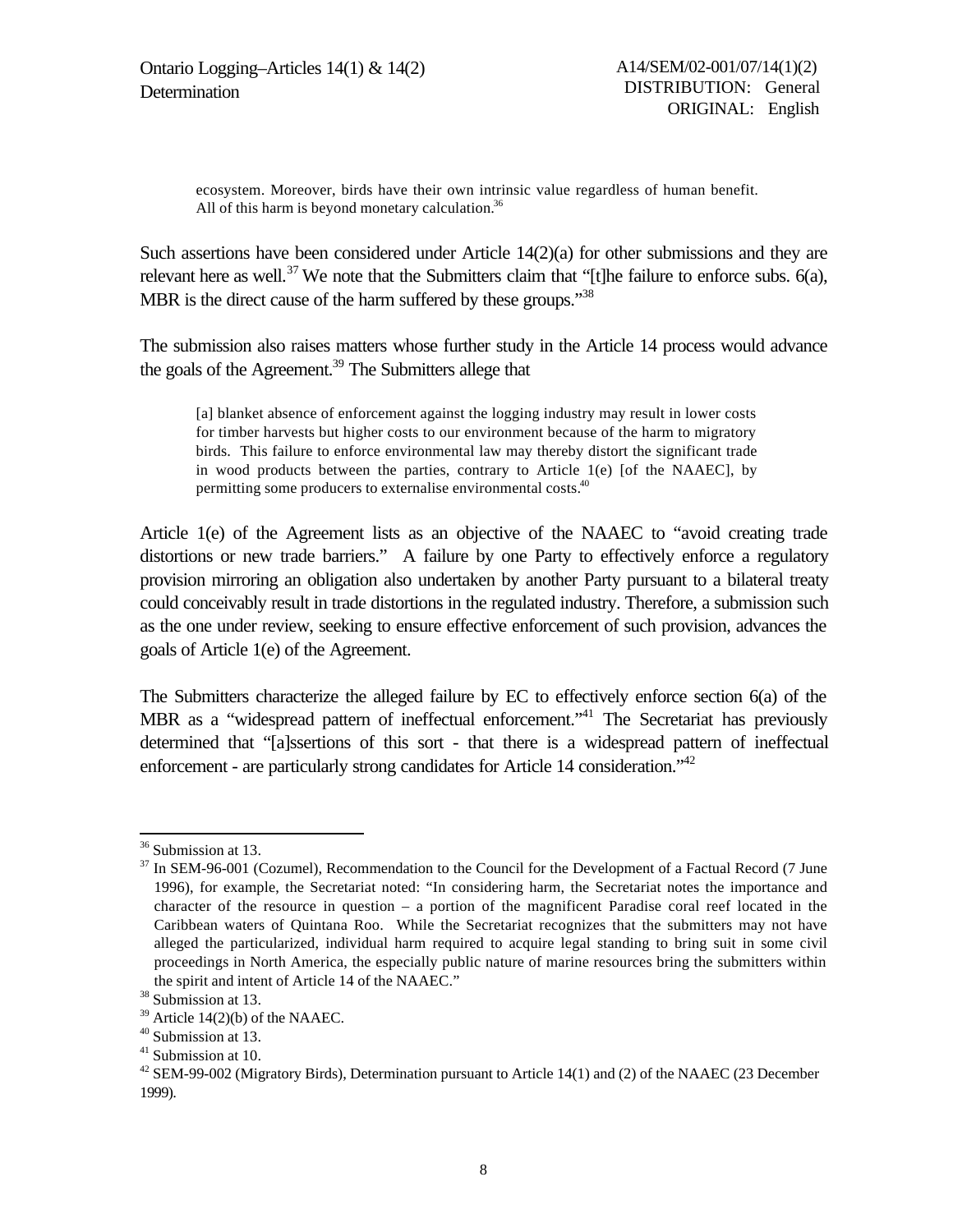> ecosystem. Moreover, birds have their own intrinsic value regardless of human benefit. All of this harm is beyond monetary calculation.[36]

Such assertions have been considered under Article 14(2)(a) for other submissions and they are relevant here as well.[37] We note that the Submitters claim that "[t]he failure to enforce subs. 6(a), MBR is the direct cause of the harm suffered by these groups."[38]

The submission also raises matters whose further study in the Article 14 process would advance the goals of the Agreement.[39] The Submitters allege that

> [a] blanket absence of enforcement against the logging industry may result in lower costs for timber harvests but higher costs to our environment because of the harm to migratory birds. This failure to enforce environmental law may thereby distort the significant trade in wood products between the parties, contrary to Article 1(e) [of the NAAEC], by permitting some producers to externalise environmental costs.[40]

Article 1(e) of the Agreement lists as an objective of the NAAEC to "avoid creating trade distortions or new trade barriers." A failure by one Party to effectively enforce a regulatory provision mirroring an obligation also undertaken by another Party pursuant to a bilateral treaty could conceivably result in trade distortions in the regulated industry. Therefore, a submission such as the one under review, seeking to ensure effective enforcement of such provision, advances the goals of Article 1(e) of the Agreement.

The Submitters characterize the alleged failure by EC to effectively enforce section 6(a) of the MBR as a "widespread pattern of ineffectual enforcement."[41] The Secretariat has previously determined that "[a]ssertions of this sort - that there is a widespread pattern of ineffectual enforcement - are particularly strong candidates for Article 14 consideration."[42]

---

[36] Submission at 13.

[37] In SEM-96-001 (Cozumel), Recommendation to the Council for the Development of a Factual Record (7 June 1996), for example, the Secretariat noted: "In considering harm, the Secretariat notes the importance and character of the resource in question – a portion of the magnificent Paradise coral reef located in the Caribbean waters of Quintana Roo. While the Secretariat recognizes that the submitters may not have alleged the particularized, individual harm required to acquire legal standing to bring suit in some civil proceedings in North America, the especially public nature of marine resources bring the submitters within the spirit and intent of Article 14 of the NAAEC."

[38] Submission at 13.

[39] Article 14(2)(b) of the NAAEC.

[40] Submission at 13.

[41] Submission at 10.

[42] SEM-99-002 (Migratory Birds), Determination pursuant to Article 14(1) and (2) of the NAAEC (23 December 1999).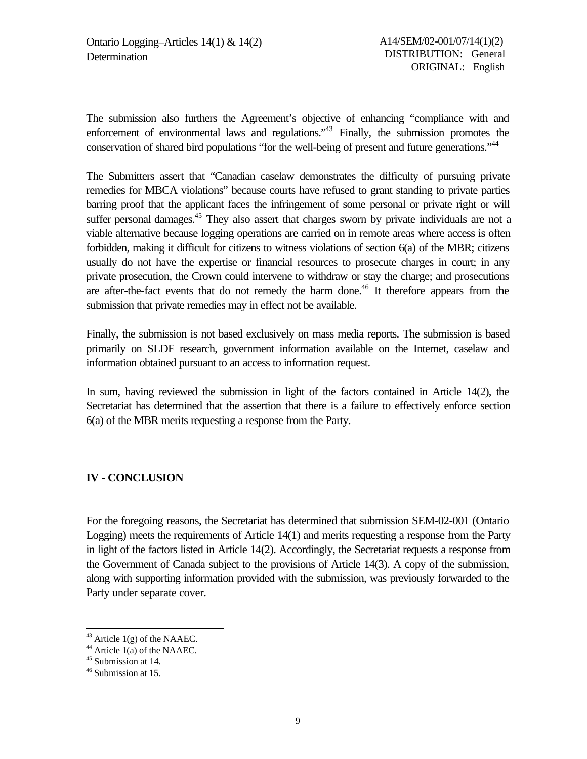The submission also furthers the Agreement's objective of enhancing "compliance with and enforcement of environmental laws and regulations."[43] Finally, the submission promotes the conservation of shared bird populations "for the well-being of present and future generations."[44]

The Submitters assert that "Canadian caselaw demonstrates the difficulty of pursuing private remedies for MBCA violations" because courts have refused to grant standing to private parties barring proof that the applicant faces the infringement of some personal or private right or will suffer personal damages.[45] They also assert that charges sworn by private individuals are not a viable alternative because logging operations are carried on in remote areas where access is often forbidden, making it difficult for citizens to witness violations of section 6(a) of the MBR; citizens usually do not have the expertise or financial resources to prosecute charges in court; in any private prosecution, the Crown could intervene to withdraw or stay the charge; and prosecutions are after-the-fact events that do not remedy the harm done.[46] It therefore appears from the submission that private remedies may in effect not be available.

Finally, the submission is not based exclusively on mass media reports. The submission is based primarily on SLDF research, government information available on the Internet, caselaw and information obtained pursuant to an access to information request.

In sum, having reviewed the submission in light of the factors contained in Article 14(2), the Secretariat has determined that the assertion that there is a failure to effectively enforce section 6(a) of the MBR merits requesting a response from the Party.

## IV - CONCLUSION

For the foregoing reasons, the Secretariat has determined that submission SEM-02-001 (Ontario Logging) meets the requirements of Article 14(1) and merits requesting a response from the Party in light of the factors listed in Article 14(2). Accordingly, the Secretariat requests a response from the Government of Canada subject to the provisions of Article 14(3). A copy of the submission, along with supporting information provided with the submission, was previously forwarded to the Party under separate cover.

---

[43] Article 1(g) of the NAAEC.
[44] Article 1(a) of the NAAEC.
[45] Submission at 14.
[46] Submission at 15.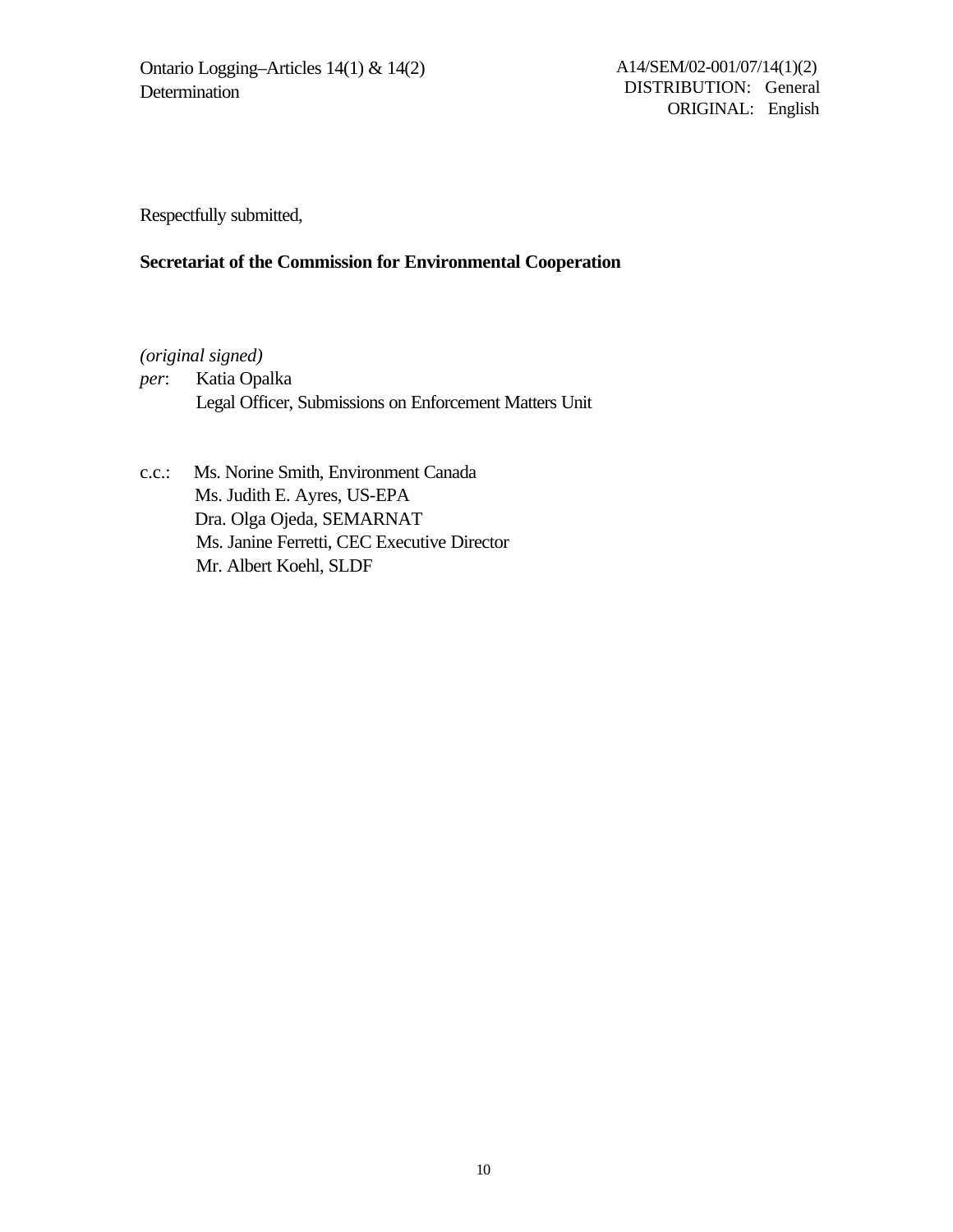Respectfully submitted,

**Secretariat of the Commission for Environmental Cooperation**

*(original signed)*
*per*: Katia Opalka
Legal Officer, Submissions on Enforcement Matters Unit

c.c.: Ms. Norine Smith, Environment Canada
Ms. Judith E. Ayres, US-EPA
Dra. Olga Ojeda, SEMARNAT
Ms. Janine Ferretti, CEC Executive Director
Mr. Albert Koehl, SLDF